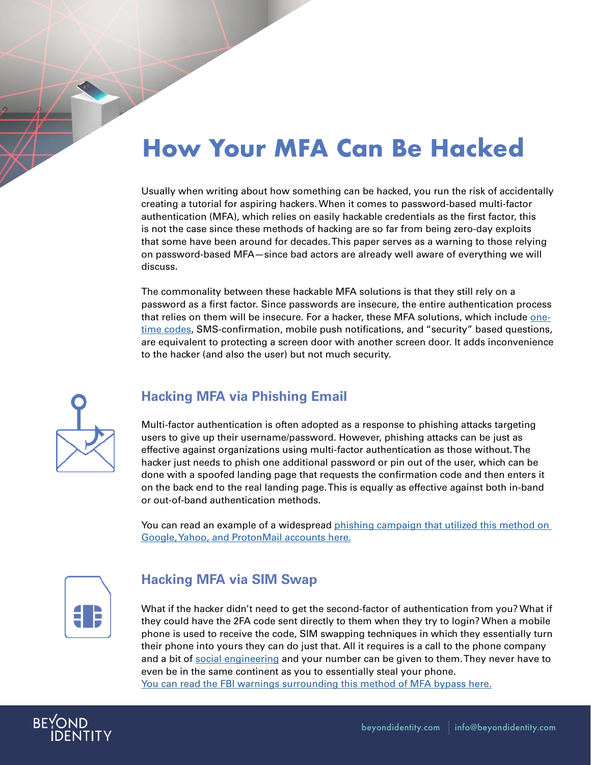# How Your MFA Can Be Hacked

Usually when writing about how something can be hacked, you run the risk of accidentally creating a tutorial for aspiring hackers. When it comes to password-based multi-factor authentication (MFA), which relies on easily hackable credentials as the first factor, this is not the case since these methods of hacking are so far from being zero-day exploits that some have been around for decades. This paper serves as a warning to those relying on password-based MFA—since bad actors are already well aware of everything we will discuss.

The commonality between these hackable MFA solutions is that they still rely on a password as a first factor. Since passwords are insecure, the entire authentication process that relies on them will be insecure. For a hacker, these MFA solutions, which include one-time codes, SMS-confirmation, mobile push notifications, and "security" based questions, are equivalent to protecting a screen door with another screen door. It adds inconvenience to the hacker (and also the user) but not much security.

## Hacking MFA via Phishing Email

Multi-factor authentication is often adopted as a response to phishing attacks targeting users to give up their username/password. However, phishing attacks can be just as effective against organizations using multi-factor authentication as those without. The hacker just needs to phish one additional password or pin out of the user, which can be done with a spoofed landing page that requests the confirmation code and then enters it on the back end to the real landing page. This is equally as effective against both in-band or out-of-band authentication methods.

You can read an example of a widespread phishing campaign that utilized this method on Google, Yahoo, and ProtonMail accounts here.

## Hacking MFA via SIM Swap

What if the hacker didn't need to get the second-factor of authentication from you? What if they could have the 2FA code sent directly to them when they try to login? When a mobile phone is used to receive the code, SIM swapping techniques in which they essentially turn their phone into yours they can do just that. All it requires is a call to the phone company and a bit of social engineering and your number can be given to them. They never have to even be in the same continent as you to essentially steal your phone.
You can read the FBI warnings surrounding this method of MFA bypass here.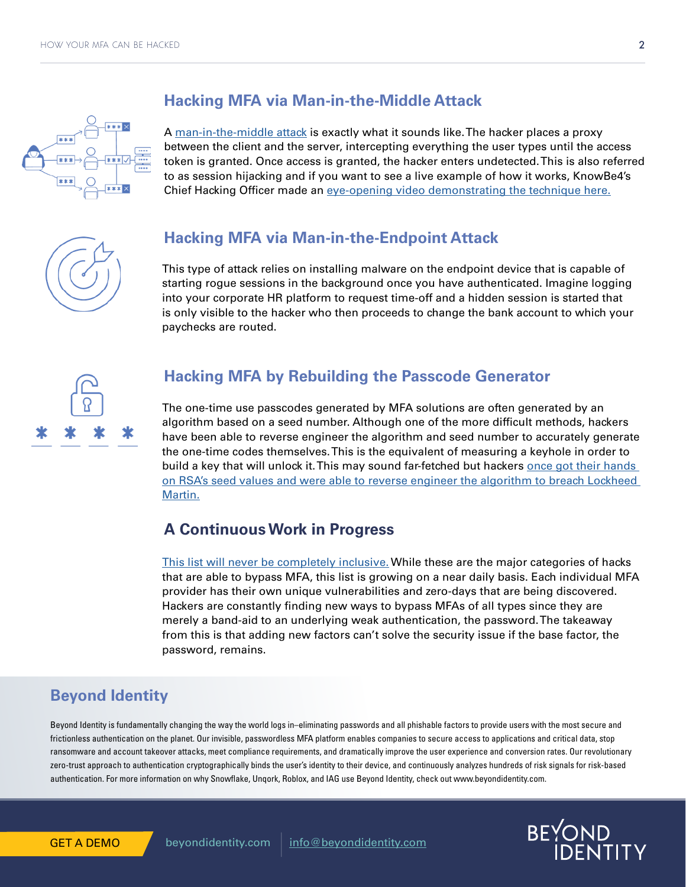## Hacking MFA via Man-in-the-Middle Attack

A man-in-the-middle attack is exactly what it sounds like. The hacker places a proxy between the client and the server, intercepting everything the user types until the access token is granted. Once access is granted, the hacker enters undetected. This is also referred to as session hijacking and if you want to see a live example of how it works, KnowBe4's Chief Hacking Officer made an eye-opening video demonstrating the technique here.

## Hacking MFA via Man-in-the-Endpoint Attack

This type of attack relies on installing malware on the endpoint device that is capable of starting rogue sessions in the background once you have authenticated. Imagine logging into your corporate HR platform to request time-off and a hidden session is started that is only visible to the hacker who then proceeds to change the bank account to which your paychecks are routed.

## Hacking MFA by Rebuilding the Passcode Generator

The one-time use passcodes generated by MFA solutions are often generated by an algorithm based on a seed number. Although one of the more difficult methods, hackers have been able to reverse engineer the algorithm and seed number to accurately generate the one-time codes themselves. This is the equivalent of measuring a keyhole in order to build a key that will unlock it. This may sound far-fetched but hackers once got their hands on RSA's seed values and were able to reverse engineer the algorithm to breach Lockheed Martin.

## A Continuous Work in Progress

This list will never be completely inclusive. While these are the major categories of hacks that are able to bypass MFA, this list is growing on a near daily basis. Each individual MFA provider has their own unique vulnerabilities and zero-days that are being discovered. Hackers are constantly finding new ways to bypass MFAs of all types since they are merely a band-aid to an underlying weak authentication, the password. The takeaway from this is that adding new factors can't solve the security issue if the base factor, the password, remains.

## Beyond Identity

Beyond Identity is fundamentally changing the way the world logs in–eliminating passwords and all phishable factors to provide users with the most secure and frictionless authentication on the planet. Our invisible, passwordless MFA platform enables companies to secure access to applications and critical data, stop ransomware and account takeover attacks, meet compliance requirements, and dramatically improve the user experience and conversion rates. Our revolutionary zero-trust approach to authentication cryptographically binds the user's identity to their device, and continuously analyzes hundreds of risk signals for risk-based authentication. For more information on why Snowflake, Unqork, Roblox, and IAG use Beyond Identity, check out www.beyondidentity.com.

GET A DEMO | beyondidentity.com | info@beyondidentity.com

BEYOND IDENTITY